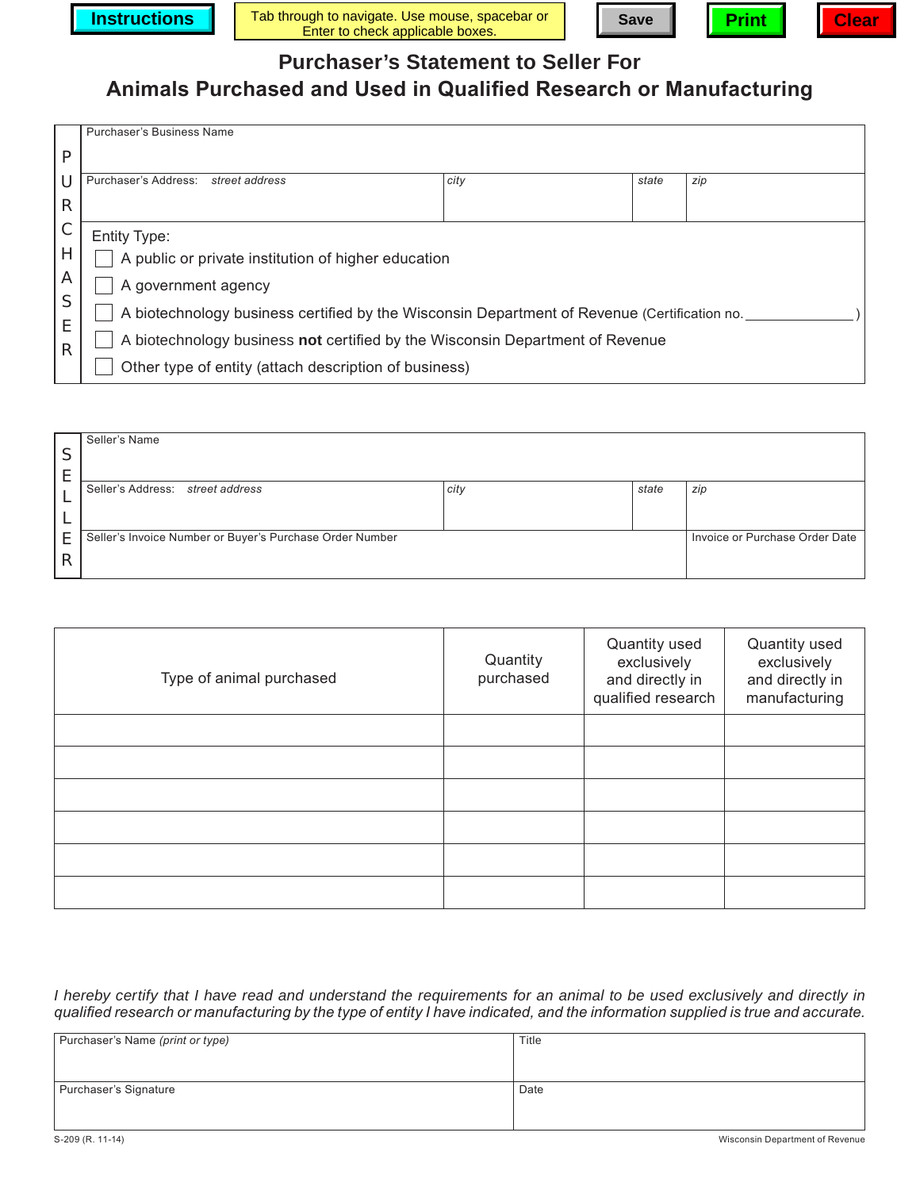Instructions | Tab through to navigate. Use mouse, spacebar or Enter to check applicable boxes. | Save | Print | Clear

# Purchaser's Statement to Seller For Animals Purchased and Used in Qualified Research or Manufacturing

**PURCHASER**

| Purchaser's Business Name | | | |
|---|---|---|---|
| Purchaser's Address: *street address* | *city* | *state* | *zip* |

Entity Type:

- ☐ A public or private institution of higher education
- ☐ A government agency
- ☐ A biotechnology business certified by the Wisconsin Department of Revenue (Certification no. ______________ )
- ☐ A biotechnology business **not** certified by the Wisconsin Department of Revenue
- ☐ Other type of entity (attach description of business)

**SELLER**

| Seller's Name | | | |
|---|---|---|---|
| Seller's Address: *street address* | *city* | *state* | *zip* |
| Seller's Invoice Number or Buyer's Purchase Order Number | | | Invoice or Purchase Order Date |

| Type of animal purchased | Quantity purchased | Quantity used exclusively and directly in qualified research | Quantity used exclusively and directly in manufacturing |
|---|---|---|---|
| | | | |
| | | | |
| | | | |
| | | | |
| | | | |
| | | | |

*I hereby certify that I have read and understand the requirements for an animal to be used exclusively and directly in qualified research or manufacturing by the type of entity I have indicated, and the information supplied is true and accurate.*

| Purchaser's Name *(print or type)* | Title |
|---|---|
| Purchaser's Signature | Date |

S-209 (R. 11-14) Wisconsin Department of Revenue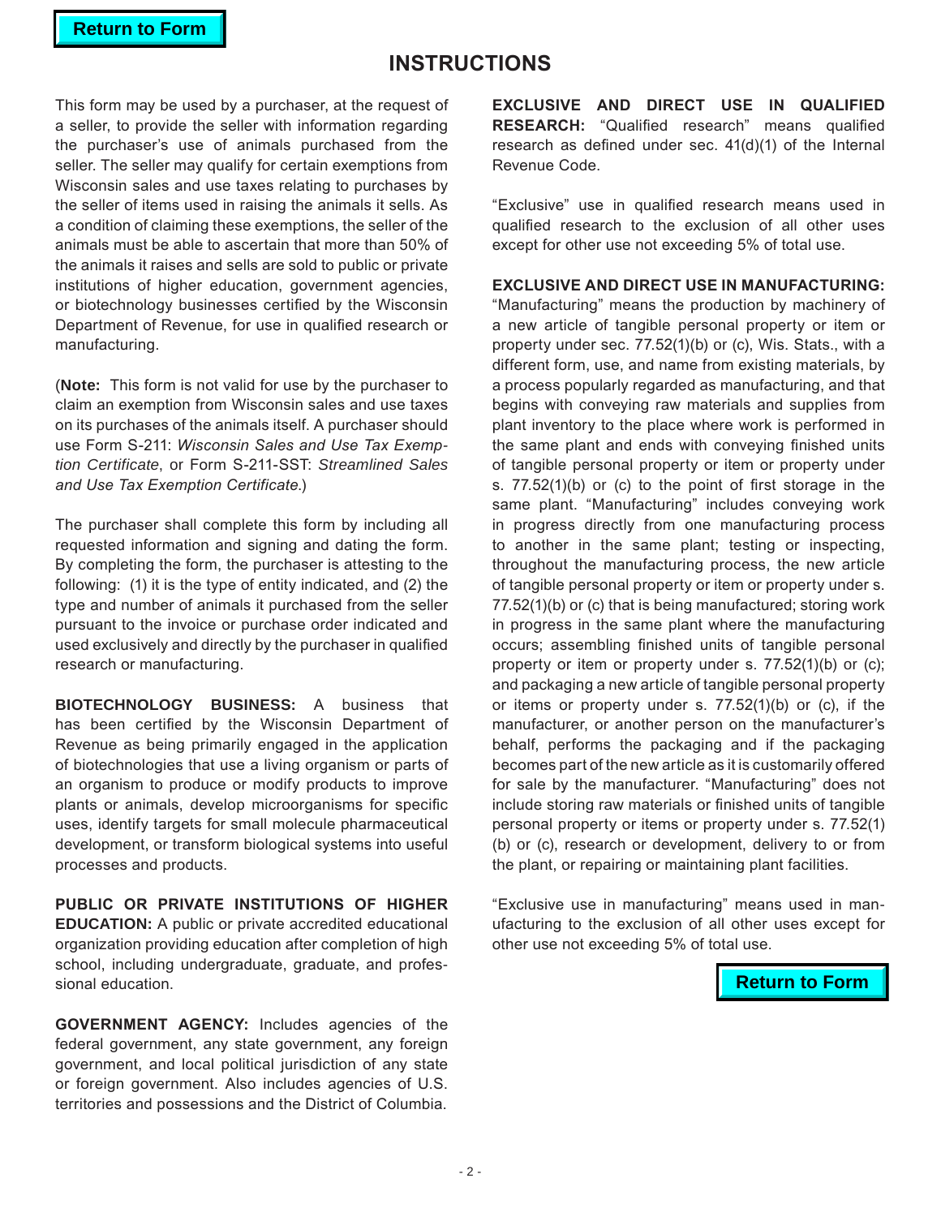Return to Form

# INSTRUCTIONS

This form may be used by a purchaser, at the request of a seller, to provide the seller with information regarding the purchaser's use of animals purchased from the seller. The seller may qualify for certain exemptions from Wisconsin sales and use taxes relating to purchases by the seller of items used in raising the animals it sells. As a condition of claiming these exemptions, the seller of the animals must be able to ascertain that more than 50% of the animals it raises and sells are sold to public or private institutions of higher education, government agencies, or biotechnology businesses certified by the Wisconsin Department of Revenue, for use in qualified research or manufacturing.

(**Note:** This form is not valid for use by the purchaser to claim an exemption from Wisconsin sales and use taxes on its purchases of the animals itself. A purchaser should use Form S-211: *Wisconsin Sales and Use Tax Exemption Certificate*, or Form S-211-SST: *Streamlined Sales and Use Tax Exemption Certificate*.)

The purchaser shall complete this form by including all requested information and signing and dating the form. By completing the form, the purchaser is attesting to the following: (1) it is the type of entity indicated, and (2) the type and number of animals it purchased from the seller pursuant to the invoice or purchase order indicated and used exclusively and directly by the purchaser in qualified research or manufacturing.

**BIOTECHNOLOGY BUSINESS:** A business that has been certified by the Wisconsin Department of Revenue as being primarily engaged in the application of biotechnologies that use a living organism or parts of an organism to produce or modify products to improve plants or animals, develop microorganisms for specific uses, identify targets for small molecule pharmaceutical development, or transform biological systems into useful processes and products.

**PUBLIC OR PRIVATE INSTITUTIONS OF HIGHER EDUCATION:** A public or private accredited educational organization providing education after completion of high school, including undergraduate, graduate, and professional education.

**GOVERNMENT AGENCY:** Includes agencies of the federal government, any state government, any foreign government, and local political jurisdiction of any state or foreign government. Also includes agencies of U.S. territories and possessions and the District of Columbia.

**EXCLUSIVE AND DIRECT USE IN QUALIFIED RESEARCH:** "Qualified research" means qualified research as defined under sec. 41(d)(1) of the Internal Revenue Code.

"Exclusive" use in qualified research means used in qualified research to the exclusion of all other uses except for other use not exceeding 5% of total use.

**EXCLUSIVE AND DIRECT USE IN MANUFACTURING:** "Manufacturing" means the production by machinery of a new article of tangible personal property or item or property under sec. 77.52(1)(b) or (c), Wis. Stats., with a different form, use, and name from existing materials, by a process popularly regarded as manufacturing, and that begins with conveying raw materials and supplies from plant inventory to the place where work is performed in the same plant and ends with conveying finished units of tangible personal property or item or property under s. 77.52(1)(b) or (c) to the point of first storage in the same plant. "Manufacturing" includes conveying work in progress directly from one manufacturing process to another in the same plant; testing or inspecting, throughout the manufacturing process, the new article of tangible personal property or item or property under s. 77.52(1)(b) or (c) that is being manufactured; storing work in progress in the same plant where the manufacturing occurs; assembling finished units of tangible personal property or property under s. 77.52(1)(b) or (c); and packaging a new article of tangible personal property or items or property under s. 77.52(1)(b) or (c), if the manufacturer, or another person on the manufacturer's behalf, performs the packaging and if the packaging becomes part of the new article as it is customarily offered for sale by the manufacturer. "Manufacturing" does not include storing raw materials or finished units of tangible personal property or items or property under s. 77.52(1)(b) or (c), research or development, delivery to or from the plant, or repairing or maintaining plant facilities.

"Exclusive use in manufacturing" means used in manufacturing to the exclusion of all other uses except for other use not exceeding 5% of total use.

Return to Form